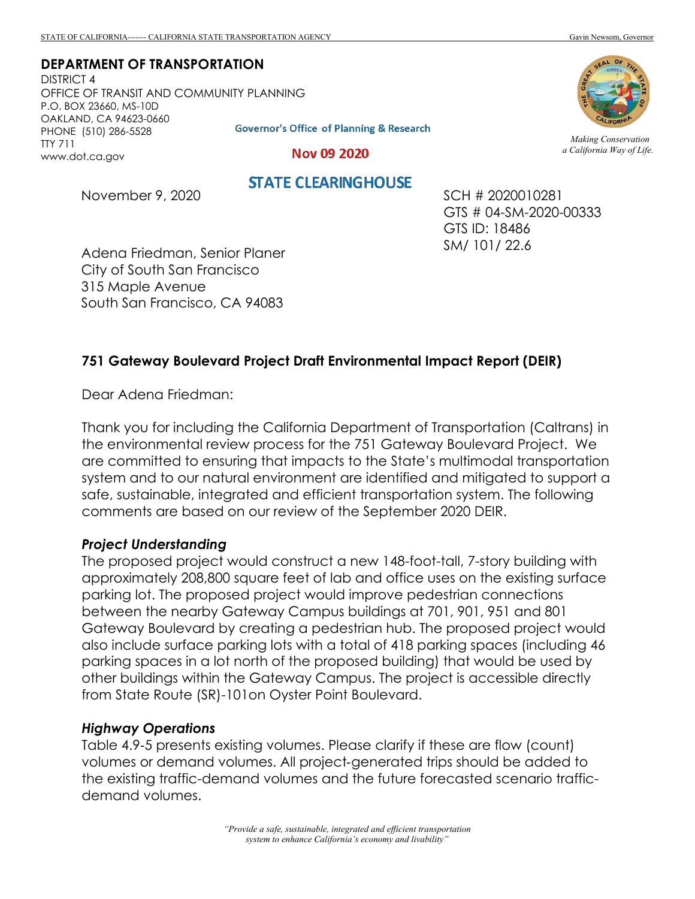STATE OF CALIFORNIA------- CALIFORNIA STATE TRANSPORTATION AGENCY Gavin Newsom, Governor

**DEPARTMENT OF TRANSPORTATION**
DISTRICT 4
OFFICE OF TRANSIT AND COMMUNITY PLANNING
P.O. BOX 23660, MS-10D
OAKLAND, CA 94623-0660
PHONE (510) 286-5528
TTY 711
www.dot.ca.gov

*Making Conservation a California Way of Life.*

Governor's Office of Planning & Research

Nov 09 2020

STATE CLEARINGHOUSE

November 9, 2020

SCH # 2020010281
GTS # 04-SM-2020-00333
GTS ID: 18486
SM/ 101/ 22.6

Adena Friedman, Senior Planer
City of South San Francisco
315 Maple Avenue
South San Francisco, CA 94083

**751 Gateway Boulevard Project Draft Environmental Impact Report (DEIR)**

Dear Adena Friedman:

Thank you for including the California Department of Transportation (Caltrans) in the environmental review process for the 751 Gateway Boulevard Project. We are committed to ensuring that impacts to the State's multimodal transportation system and to our natural environment are identified and mitigated to support a safe, sustainable, integrated and efficient transportation system. The following comments are based on our review of the September 2020 DEIR.

***Project Understanding***

The proposed project would construct a new 148-foot-tall, 7-story building with approximately 208,800 square feet of lab and office uses on the existing surface parking lot. The proposed project would improve pedestrian connections between the nearby Gateway Campus buildings at 701, 901, 951 and 801 Gateway Boulevard by creating a pedestrian hub. The proposed project would also include surface parking lots with a total of 418 parking spaces (including 46 parking spaces in a lot north of the proposed building) that would be used by other buildings within the Gateway Campus. The project is accessible directly from State Route (SR)-101on Oyster Point Boulevard.

***Highway Operations***

Table 4.9-5 presents existing volumes. Please clarify if these are flow (count) volumes or demand volumes. All project-generated trips should be added to the existing traffic-demand volumes and the future forecasted scenario traffic-demand volumes.

*"Provide a safe, sustainable, integrated and efficient transportation system to enhance California's economy and livability"*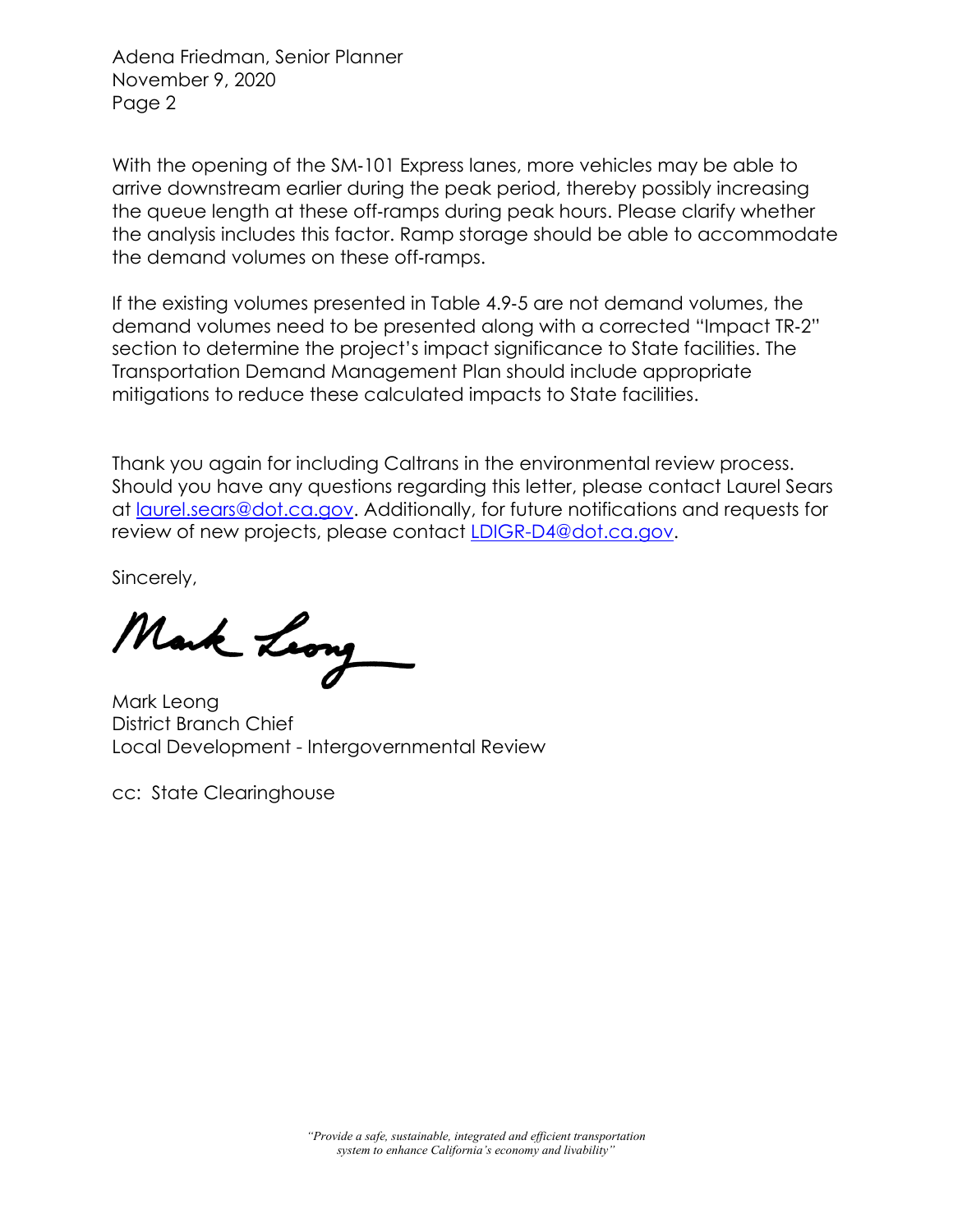With the opening of the SM-101 Express lanes, more vehicles may be able to arrive downstream earlier during the peak period, thereby possibly increasing the queue length at these off-ramps during peak hours. Please clarify whether the analysis includes this factor. Ramp storage should be able to accommodate the demand volumes on these off-ramps.

If the existing volumes presented in Table 4.9-5 are not demand volumes, the demand volumes need to be presented along with a corrected "Impact TR-2" section to determine the project's impact significance to State facilities. The Transportation Demand Management Plan should include appropriate mitigations to reduce these calculated impacts to State facilities.

Thank you again for including Caltrans in the environmental review process. Should you have any questions regarding this letter, please contact Laurel Sears at laurel.sears@dot.ca.gov. Additionally, for future notifications and requests for review of new projects, please contact LDIGR-D4@dot.ca.gov.

Sincerely,

Mark Leong

Mark Leong
District Branch Chief
Local Development - Intergovernmental Review

cc: State Clearinghouse

*"Provide a safe, sustainable, integrated and efficient transportation system to enhance California's economy and livability"*